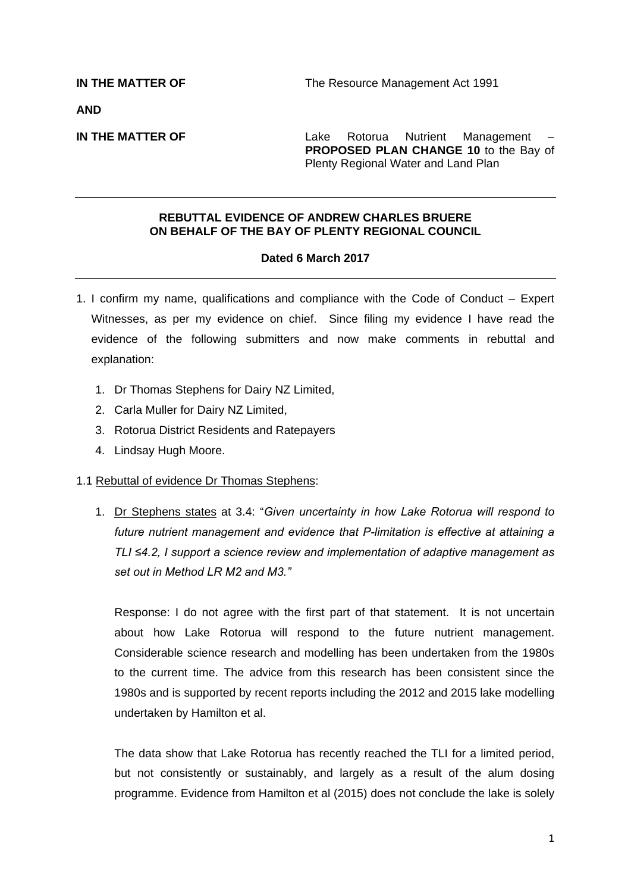**IN THE MATTER OF** The Resource Management Act 1991

**AND**

**IN THE MATTER OF** Lake Rotorua Nutrient Management – **PROPOSED PLAN CHANGE 10** to the Bay of Plenty Regional Water and Land Plan

---

**REBUTTAL EVIDENCE OF ANDREW CHARLES BRUERE ON BEHALF OF THE BAY OF PLENTY REGIONAL COUNCIL**

**Dated 6 March 2017**

---

1. I confirm my name, qualifications and compliance with the Code of Conduct – Expert Witnesses, as per my evidence on chief. Since filing my evidence I have read the evidence of the following submitters and now make comments in rebuttal and explanation:

   1. Dr Thomas Stephens for Dairy NZ Limited,
   2. Carla Muller for Dairy NZ Limited,
   3. Rotorua District Residents and Ratepayers
   4. Lindsay Hugh Moore.

1.1 Rebuttal of evidence Dr Thomas Stephens:

1. Dr Stephens states at 3.4: "*Given uncertainty in how Lake Rotorua will respond to future nutrient management and evidence that P-limitation is effective at attaining a TLI ≤4.2, I support a science review and implementation of adaptive management as set out in Method LR M2 and M3.*"

   Response: I do not agree with the first part of that statement. It is not uncertain about how Lake Rotorua will respond to the future nutrient management. Considerable science research and modelling has been undertaken from the 1980s to the current time. The advice from this research has been consistent since the 1980s and is supported by recent reports including the 2012 and 2015 lake modelling undertaken by Hamilton et al.

   The data show that Lake Rotorua has recently reached the TLI for a limited period, but not consistently or sustainably, and largely as a result of the alum dosing programme. Evidence from Hamilton et al (2015) does not conclude the lake is solely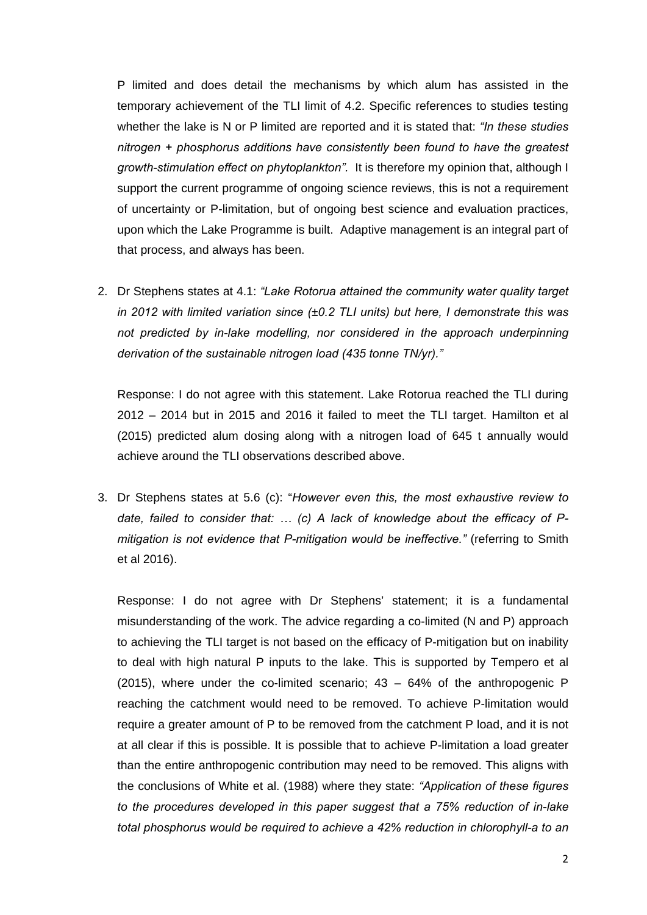P limited and does detail the mechanisms by which alum has assisted in the temporary achievement of the TLI limit of 4.2. Specific references to studies testing whether the lake is N or P limited are reported and it is stated that: *"In these studies nitrogen + phosphorus additions have consistently been found to have the greatest growth-stimulation effect on phytoplankton"*. It is therefore my opinion that, although I support the current programme of ongoing science reviews, this is not a requirement of uncertainty or P-limitation, but of ongoing best science and evaluation practices, upon which the Lake Programme is built. Adaptive management is an integral part of that process, and always has been.

2. Dr Stephens states at 4.1: *"Lake Rotorua attained the community water quality target in 2012 with limited variation since (±0.2 TLI units) but here, I demonstrate this was not predicted by in-lake modelling, nor considered in the approach underpinning derivation of the sustainable nitrogen load (435 tonne TN/yr)."*

   Response: I do not agree with this statement. Lake Rotorua reached the TLI during 2012 – 2014 but in 2015 and 2016 it failed to meet the TLI target. Hamilton et al (2015) predicted alum dosing along with a nitrogen load of 645 t annually would achieve around the TLI observations described above.

3. Dr Stephens states at 5.6 (c): "*However even this, the most exhaustive review to date, failed to consider that: … (c) A lack of knowledge about the efficacy of P-mitigation is not evidence that P-mitigation would be ineffective."* (referring to Smith et al 2016).

   Response: I do not agree with Dr Stephens' statement; it is a fundamental misunderstanding of the work. The advice regarding a co-limited (N and P) approach to achieving the TLI target is not based on the efficacy of P-mitigation but on inability to deal with high natural P inputs to the lake. This is supported by Tempero et al (2015), where under the co-limited scenario; 43 – 64% of the anthropogenic P reaching the catchment would need to be removed. To achieve P-limitation would require a greater amount of P to be removed from the catchment P load, and it is not at all clear if this is possible. It is possible that to achieve P-limitation a load greater than the entire anthropogenic contribution may need to be removed. This aligns with the conclusions of White et al. (1988) where they state: *"Application of these figures to the procedures developed in this paper suggest that a 75% reduction of in-lake total phosphorus would be required to achieve a 42% reduction in chlorophyll-a to an*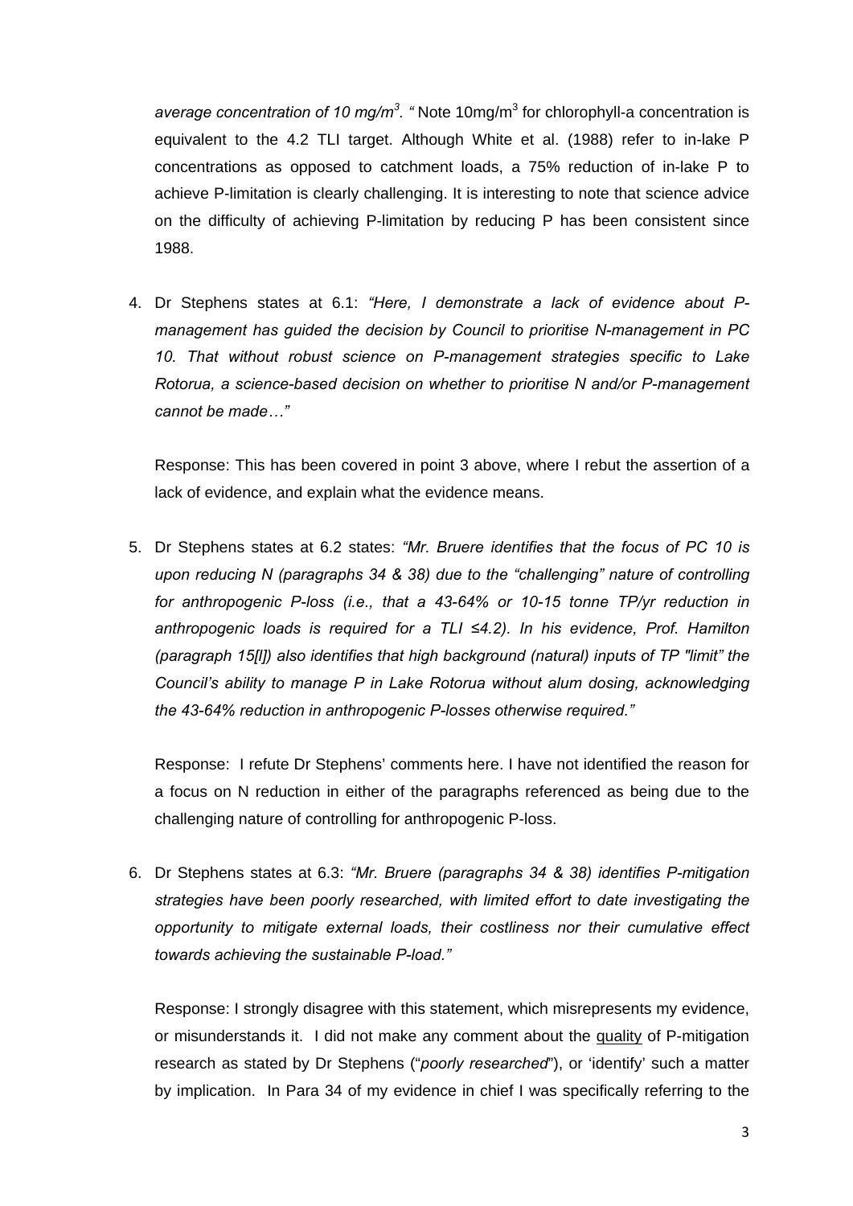*average concentration of 10 mg/m$^3$. "* Note 10mg/m$^3$ for chlorophyll-a concentration is equivalent to the 4.2 TLI target. Although White et al. (1988) refer to in-lake P concentrations as opposed to catchment loads, a 75% reduction of in-lake P to achieve P-limitation is clearly challenging. It is interesting to note that science advice on the difficulty of achieving P-limitation by reducing P has been consistent since 1988.

4. Dr Stephens states at 6.1: *"Here, I demonstrate a lack of evidence about P-management has guided the decision by Council to prioritise N-management in PC 10. That without robust science on P-management strategies specific to Lake Rotorua, a science-based decision on whether to prioritise N and/or P-management cannot be made…"*

   Response: This has been covered in point 3 above, where I rebut the assertion of a lack of evidence, and explain what the evidence means.

5. Dr Stephens states at 6.2 states: *"Mr. Bruere identifies that the focus of PC 10 is upon reducing N (paragraphs 34 & 38) due to the "challenging" nature of controlling for anthropogenic P-loss (i.e., that a 43-64% or 10-15 tonne TP/yr reduction in anthropogenic loads is required for a TLI ≤4.2). In his evidence, Prof. Hamilton (paragraph 15[l]) also identifies that high background (natural) inputs of TP "limit" the Council's ability to manage P in Lake Rotorua without alum dosing, acknowledging the 43-64% reduction in anthropogenic P-losses otherwise required."*

   Response: I refute Dr Stephens' comments here. I have not identified the reason for a focus on N reduction in either of the paragraphs referenced as being due to the challenging nature of controlling for anthropogenic P-loss.

6. Dr Stephens states at 6.3: *"Mr. Bruere (paragraphs 34 & 38) identifies P-mitigation strategies have been poorly researched, with limited effort to date investigating the opportunity to mitigate external loads, their costliness nor their cumulative effect towards achieving the sustainable P-load."*

   Response: I strongly disagree with this statement, which misrepresents my evidence, or misunderstands it. I did not make any comment about the <u>quality</u> of P-mitigation research as stated by Dr Stephens ("*poorly researched*"), or 'identify' such a matter by implication. In Para 34 of my evidence in chief I was specifically referring to the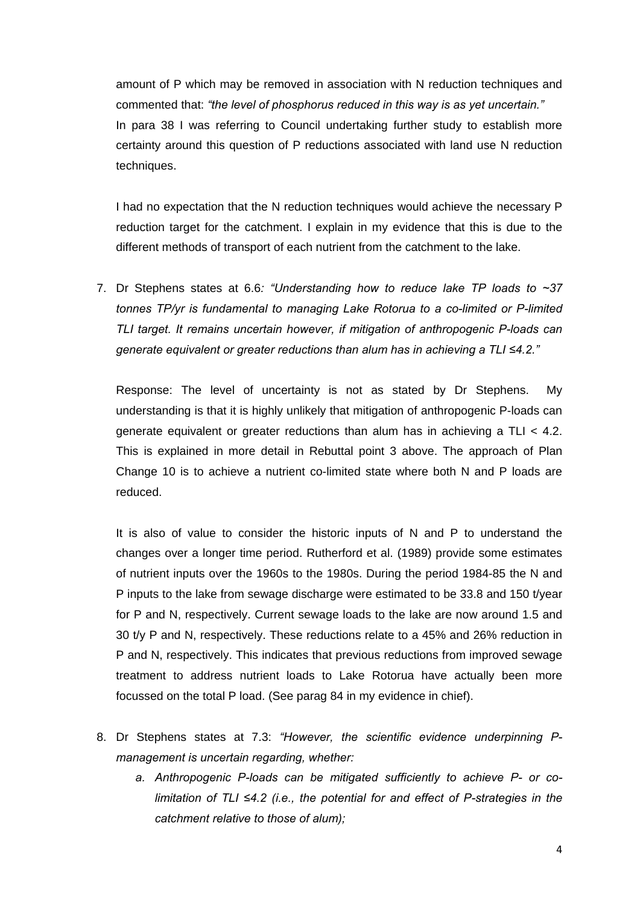amount of P which may be removed in association with N reduction techniques and commented that: *"the level of phosphorus reduced in this way is as yet uncertain."* In para 38 I was referring to Council undertaking further study to establish more certainty around this question of P reductions associated with land use N reduction techniques.

I had no expectation that the N reduction techniques would achieve the necessary P reduction target for the catchment. I explain in my evidence that this is due to the different methods of transport of each nutrient from the catchment to the lake.

7. Dr Stephens states at 6.6*: "Understanding how to reduce lake TP loads to ~37 tonnes TP/yr is fundamental to managing Lake Rotorua to a co-limited or P-limited TLI target. It remains uncertain however, if mitigation of anthropogenic P-loads can generate equivalent or greater reductions than alum has in achieving a TLI ≤4.2."*

   Response: The level of uncertainty is not as stated by Dr Stephens. My understanding is that it is highly unlikely that mitigation of anthropogenic P-loads can generate equivalent or greater reductions than alum has in achieving a TLI < 4.2. This is explained in more detail in Rebuttal point 3 above. The approach of Plan Change 10 is to achieve a nutrient co-limited state where both N and P loads are reduced.

   It is also of value to consider the historic inputs of N and P to understand the changes over a longer time period. Rutherford et al. (1989) provide some estimates of nutrient inputs over the 1960s to the 1980s. During the period 1984-85 the N and P inputs to the lake from sewage discharge were estimated to be 33.8 and 150 t/year for P and N, respectively. Current sewage loads to the lake are now around 1.5 and 30 t/y P and N, respectively. These reductions relate to a 45% and 26% reduction in P and N, respectively. This indicates that previous reductions from improved sewage treatment to address nutrient loads to Lake Rotorua have actually been more focussed on the total P load. (See parag 84 in my evidence in chief).

8. Dr Stephens states at 7.3: *"However, the scientific evidence underpinning P-management is uncertain regarding, whether:*
   a. *Anthropogenic P-loads can be mitigated sufficiently to achieve P- or co-limitation of TLI ≤4.2 (i.e., the potential for and effect of P-strategies in the catchment relative to those of alum);*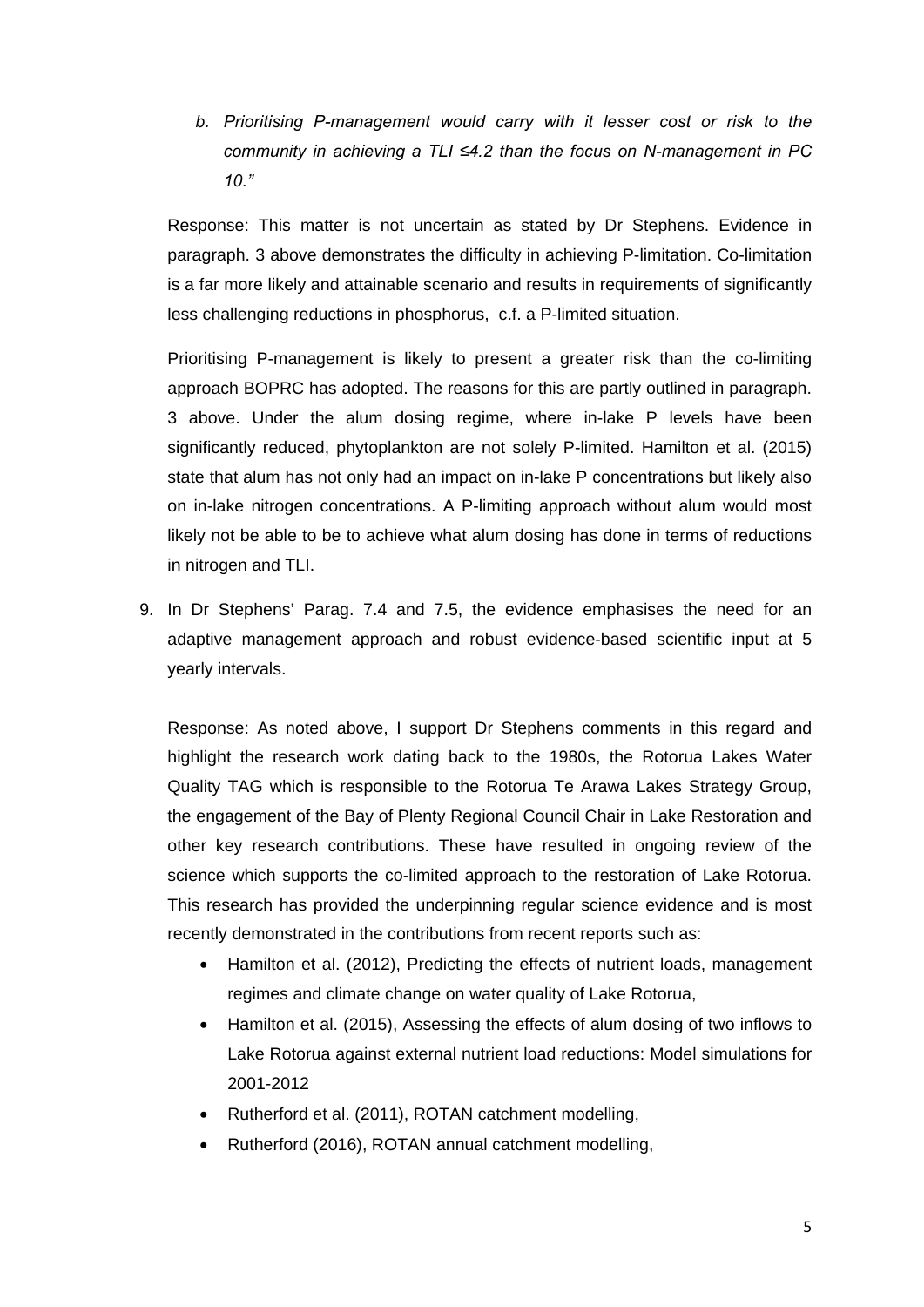b. *Prioritising P-management would carry with it lesser cost or risk to the community in achieving a TLI ≤4.2 than the focus on N-management in PC 10."*

Response: This matter is not uncertain as stated by Dr Stephens. Evidence in paragraph. 3 above demonstrates the difficulty in achieving P-limitation. Co-limitation is a far more likely and attainable scenario and results in requirements of significantly less challenging reductions in phosphorus, c.f. a P-limited situation.

Prioritising P-management is likely to present a greater risk than the co-limiting approach BOPRC has adopted. The reasons for this are partly outlined in paragraph. 3 above. Under the alum dosing regime, where in-lake P levels have been significantly reduced, phytoplankton are not solely P-limited. Hamilton et al. (2015) state that alum has not only had an impact on in-lake P concentrations but likely also on in-lake nitrogen concentrations. A P-limiting approach without alum would most likely not be able to be to achieve what alum dosing has done in terms of reductions in nitrogen and TLI.

9. In Dr Stephens' Parag. 7.4 and 7.5, the evidence emphasises the need for an adaptive management approach and robust evidence-based scientific input at 5 yearly intervals.

   Response: As noted above, I support Dr Stephens comments in this regard and highlight the research work dating back to the 1980s, the Rotorua Lakes Water Quality TAG which is responsible to the Rotorua Te Arawa Lakes Strategy Group, the engagement of the Bay of Plenty Regional Council Chair in Lake Restoration and other key research contributions. These have resulted in ongoing review of the science which supports the co-limited approach to the restoration of Lake Rotorua. This research has provided the underpinning regular science evidence and is most recently demonstrated in the contributions from recent reports such as:

   - Hamilton et al. (2012), Predicting the effects of nutrient loads, management regimes and climate change on water quality of Lake Rotorua,
   - Hamilton et al. (2015), Assessing the effects of alum dosing of two inflows to Lake Rotorua against external nutrient load reductions: Model simulations for 2001-2012
   - Rutherford et al. (2011), ROTAN catchment modelling,
   - Rutherford (2016), ROTAN annual catchment modelling,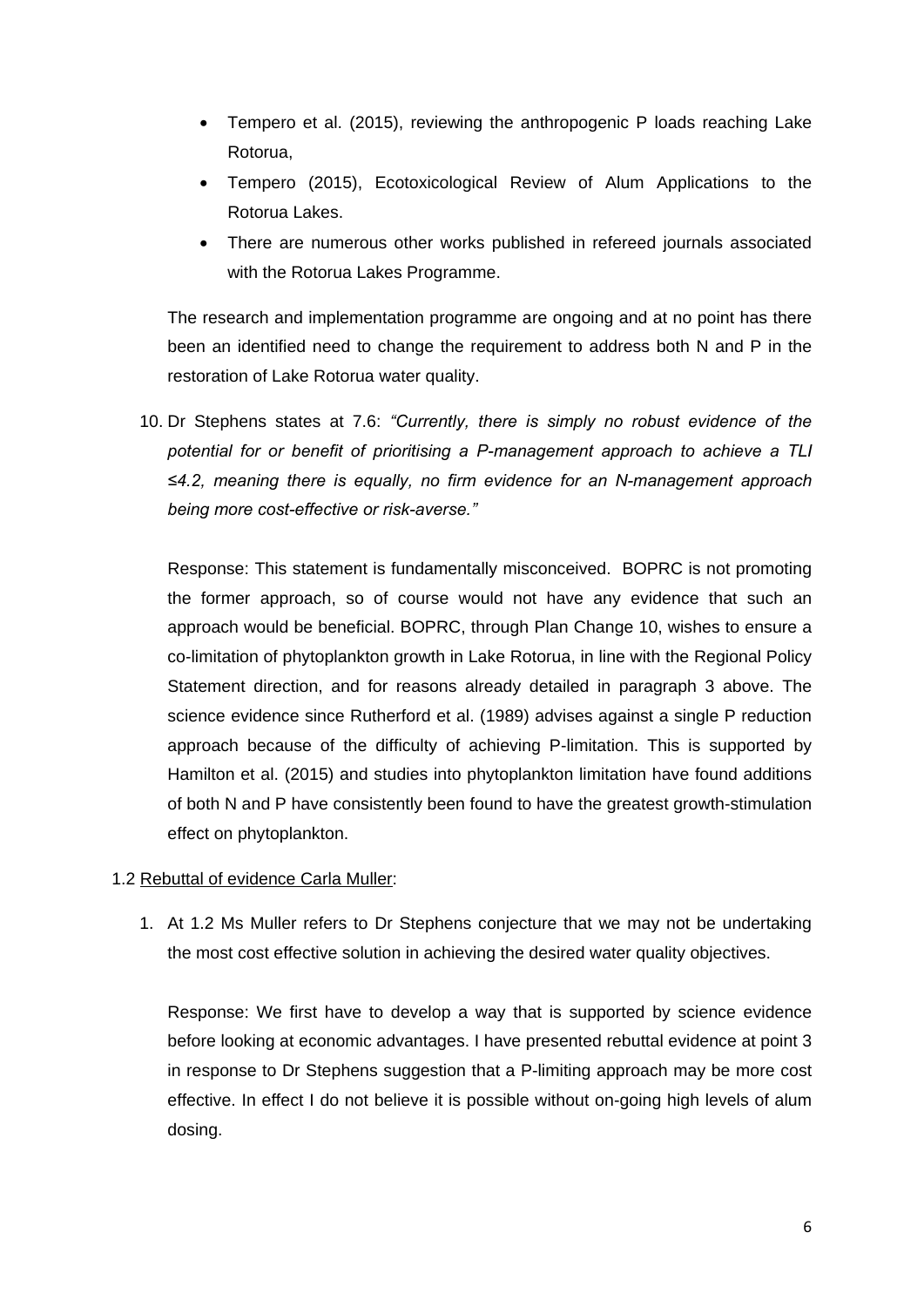- Tempero et al. (2015), reviewing the anthropogenic P loads reaching Lake Rotorua,
- Tempero (2015), Ecotoxicological Review of Alum Applications to the Rotorua Lakes.
- There are numerous other works published in refereed journals associated with the Rotorua Lakes Programme.

The research and implementation programme are ongoing and at no point has there been an identified need to change the requirement to address both N and P in the restoration of Lake Rotorua water quality.

10. Dr Stephens states at 7.6: *"Currently, there is simply no robust evidence of the potential for or benefit of prioritising a P-management approach to achieve a TLI ≤4.2, meaning there is equally, no firm evidence for an N-management approach being more cost-effective or risk-averse."*

    Response: This statement is fundamentally misconceived. BOPRC is not promoting the former approach, so of course would not have any evidence that such an approach would be beneficial. BOPRC, through Plan Change 10, wishes to ensure a co-limitation of phytoplankton growth in Lake Rotorua, in line with the Regional Policy Statement direction, and for reasons already detailed in paragraph 3 above. The science evidence since Rutherford et al. (1989) advises against a single P reduction approach because of the difficulty of achieving P-limitation. This is supported by Hamilton et al. (2015) and studies into phytoplankton limitation have found additions of both N and P have consistently been found to have the greatest growth-stimulation effect on phytoplankton.

1.2 Rebuttal of evidence Carla Muller:

1. At 1.2 Ms Muller refers to Dr Stephens conjecture that we may not be undertaking the most cost effective solution in achieving the desired water quality objectives.

   Response: We first have to develop a way that is supported by science evidence before looking at economic advantages. I have presented rebuttal evidence at point 3 in response to Dr Stephens suggestion that a P-limiting approach may be more cost effective. In effect I do not believe it is possible without on-going high levels of alum dosing.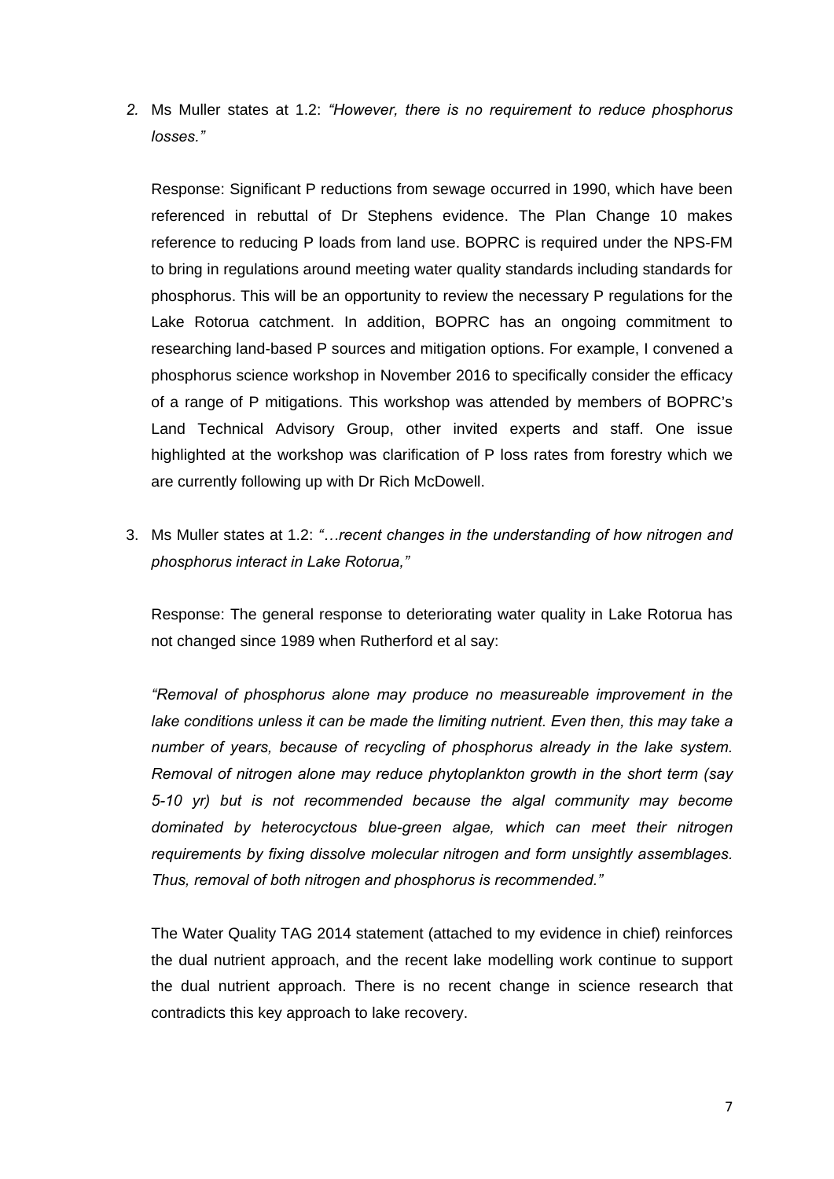2. Ms Muller states at 1.2: *"However, there is no requirement to reduce phosphorus losses."*

   Response: Significant P reductions from sewage occurred in 1990, which have been referenced in rebuttal of Dr Stephens evidence. The Plan Change 10 makes reference to reducing P loads from land use. BOPRC is required under the NPS-FM to bring in regulations around meeting water quality standards including standards for phosphorus. This will be an opportunity to review the necessary P regulations for the Lake Rotorua catchment. In addition, BOPRC has an ongoing commitment to researching land-based P sources and mitigation options. For example, I convened a phosphorus science workshop in November 2016 to specifically consider the efficacy of a range of P mitigations. This workshop was attended by members of BOPRC's Land Technical Advisory Group, other invited experts and staff. One issue highlighted at the workshop was clarification of P loss rates from forestry which we are currently following up with Dr Rich McDowell.

3. Ms Muller states at 1.2: *"…recent changes in the understanding of how nitrogen and phosphorus interact in Lake Rotorua,"*

   Response: The general response to deteriorating water quality in Lake Rotorua has not changed since 1989 when Rutherford et al say:

   *"Removal of phosphorus alone may produce no measureable improvement in the lake conditions unless it can be made the limiting nutrient. Even then, this may take a number of years, because of recycling of phosphorus already in the lake system. Removal of nitrogen alone may reduce phytoplankton growth in the short term (say 5-10 yr) but is not recommended because the algal community may become dominated by heterocyctous blue-green algae, which can meet their nitrogen requirements by fixing dissolve molecular nitrogen and form unsightly assemblages. Thus, removal of both nitrogen and phosphorus is recommended."*

   The Water Quality TAG 2014 statement (attached to my evidence in chief) reinforces the dual nutrient approach, and the recent lake modelling work continue to support the dual nutrient approach. There is no recent change in science research that contradicts this key approach to lake recovery.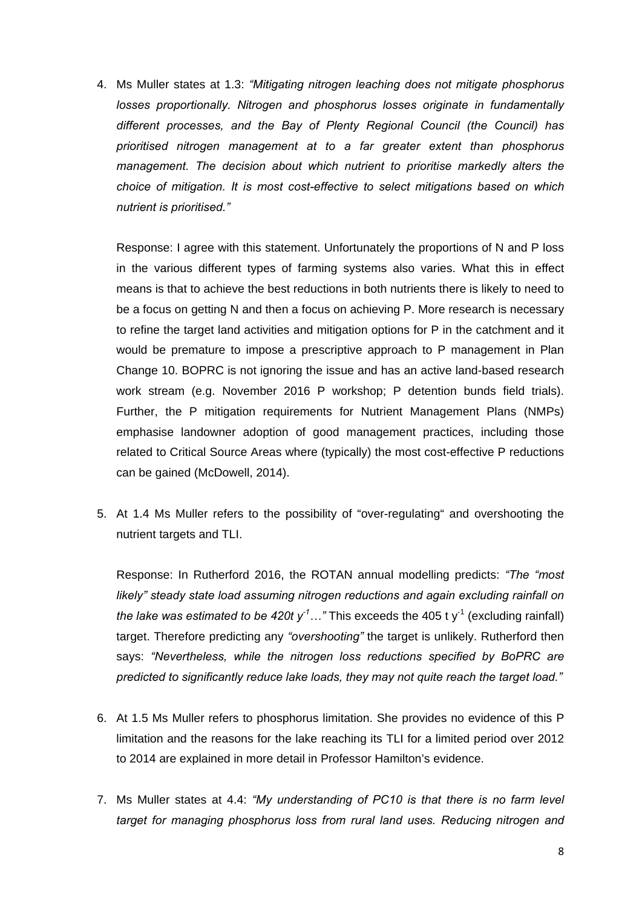4. Ms Muller states at 1.3: *"Mitigating nitrogen leaching does not mitigate phosphorus losses proportionally. Nitrogen and phosphorus losses originate in fundamentally different processes, and the Bay of Plenty Regional Council (the Council) has prioritised nitrogen management at to a far greater extent than phosphorus management. The decision about which nutrient to prioritise markedly alters the choice of mitigation. It is most cost-effective to select mitigations based on which nutrient is prioritised."*

   Response: I agree with this statement. Unfortunately the proportions of N and P loss in the various different types of farming systems also varies. What this in effect means is that to achieve the best reductions in both nutrients there is likely to need to be a focus on getting N and then a focus on achieving P. More research is necessary to refine the target land activities and mitigation options for P in the catchment and it would be premature to impose a prescriptive approach to P management in Plan Change 10. BOPRC is not ignoring the issue and has an active land-based research work stream (e.g. November 2016 P workshop; P detention bunds field trials). Further, the P mitigation requirements for Nutrient Management Plans (NMPs) emphasise landowner adoption of good management practices, including those related to Critical Source Areas where (typically) the most cost-effective P reductions can be gained (McDowell, 2014).

5. At 1.4 Ms Muller refers to the possibility of "over-regulating" and overshooting the nutrient targets and TLI.

   Response: In Rutherford 2016, the ROTAN annual modelling predicts: *"The "most likely" steady state load assuming nitrogen reductions and again excluding rainfall on the lake was estimated to be 420t $y^{-1}$…"* This exceeds the 405 t $y^{-1}$ (excluding rainfall) target. Therefore predicting any *"overshooting"* the target is unlikely. Rutherford then says: *"Nevertheless, while the nitrogen loss reductions specified by BoPRC are predicted to significantly reduce lake loads, they may not quite reach the target load."*

6. At 1.5 Ms Muller refers to phosphorus limitation. She provides no evidence of this P limitation and the reasons for the lake reaching its TLI for a limited period over 2012 to 2014 are explained in more detail in Professor Hamilton's evidence.

7. Ms Muller states at 4.4: *"My understanding of PC10 is that there is no farm level target for managing phosphorus loss from rural land uses. Reducing nitrogen and*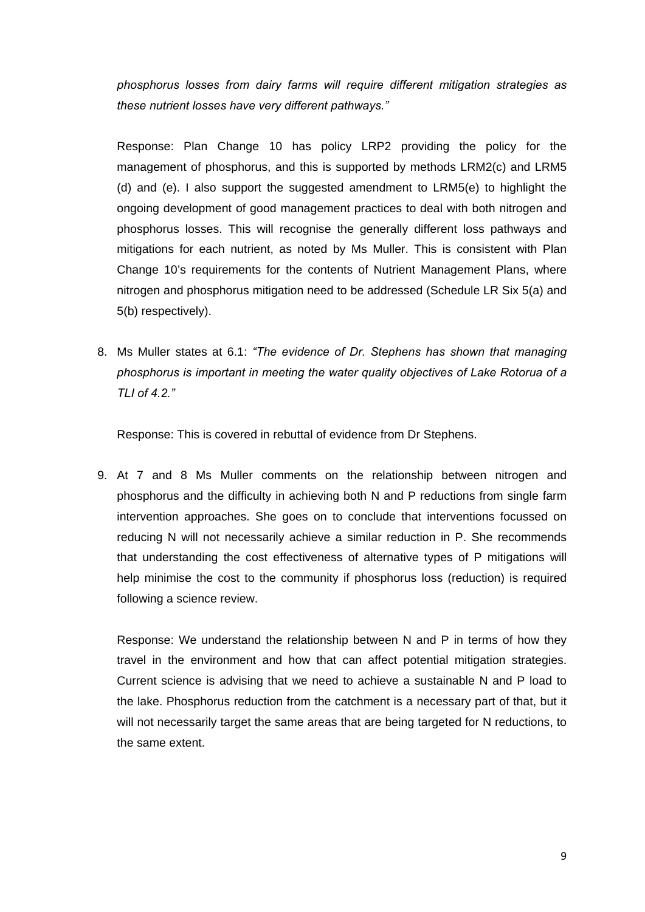*phosphorus losses from dairy farms will require different mitigation strategies as these nutrient losses have very different pathways."*

Response: Plan Change 10 has policy LRP2 providing the policy for the management of phosphorus, and this is supported by methods LRM2(c) and LRM5 (d) and (e). I also support the suggested amendment to LRM5(e) to highlight the ongoing development of good management practices to deal with both nitrogen and phosphorus losses. This will recognise the generally different loss pathways and mitigations for each nutrient, as noted by Ms Muller. This is consistent with Plan Change 10's requirements for the contents of Nutrient Management Plans, where nitrogen and phosphorus mitigation need to be addressed (Schedule LR Six 5(a) and 5(b) respectively).

8. Ms Muller states at 6.1: *"The evidence of Dr. Stephens has shown that managing phosphorus is important in meeting the water quality objectives of Lake Rotorua of a TLI of 4.2."*

   Response: This is covered in rebuttal of evidence from Dr Stephens.

9. At 7 and 8 Ms Muller comments on the relationship between nitrogen and phosphorus and the difficulty in achieving both N and P reductions from single farm intervention approaches. She goes on to conclude that interventions focussed on reducing N will not necessarily achieve a similar reduction in P. She recommends that understanding the cost effectiveness of alternative types of P mitigations will help minimise the cost to the community if phosphorus loss (reduction) is required following a science review.

   Response: We understand the relationship between N and P in terms of how they travel in the environment and how that can affect potential mitigation strategies. Current science is advising that we need to achieve a sustainable N and P load to the lake. Phosphorus reduction from the catchment is a necessary part of that, but it will not necessarily target the same areas that are being targeted for N reductions, to the same extent.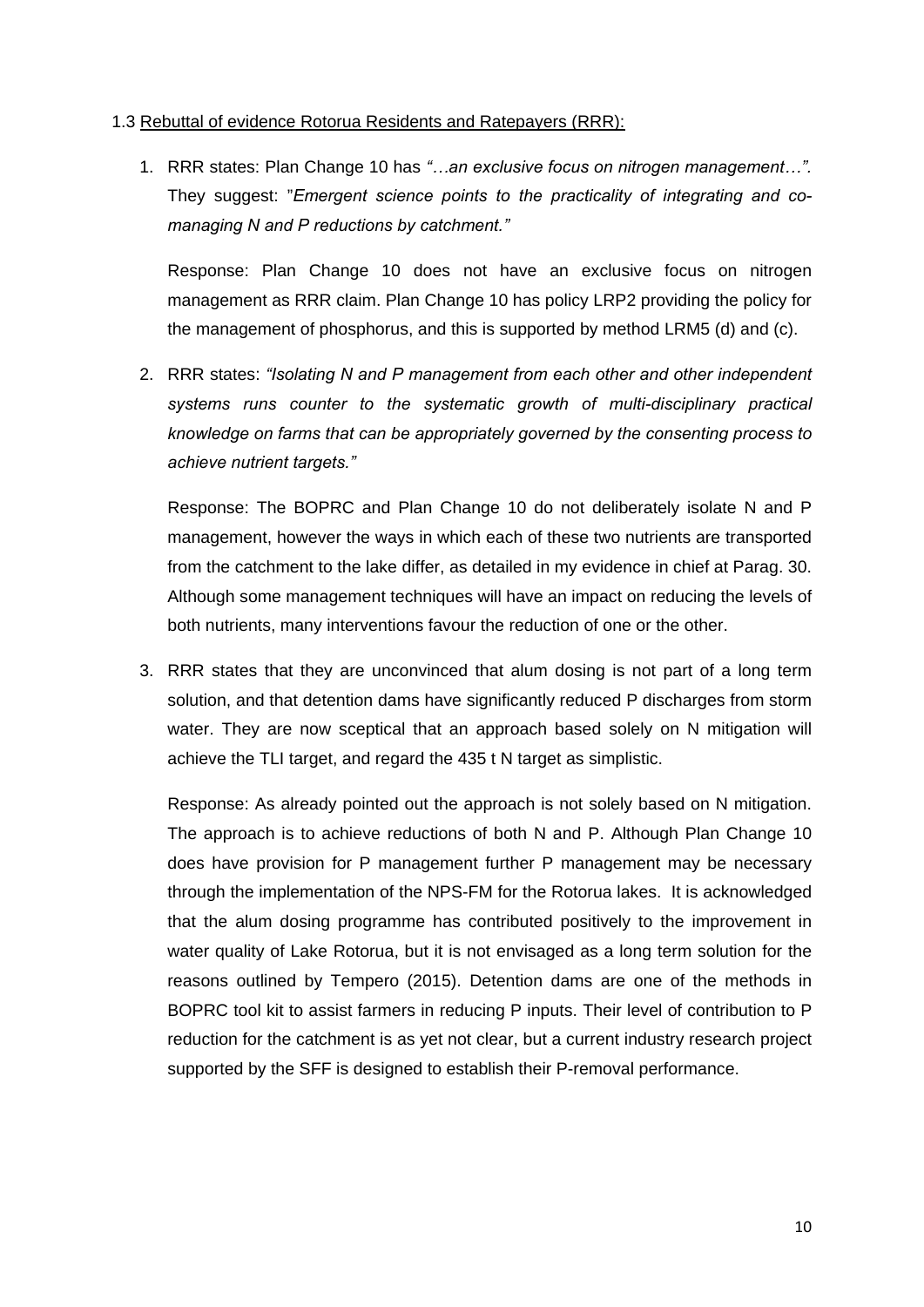1.3 Rebuttal of evidence Rotorua Residents and Ratepayers (RRR):

1. RRR states: Plan Change 10 has *"…an exclusive focus on nitrogen management…".* They suggest: "*Emergent science points to the practicality of integrating and co-managing N and P reductions by catchment."*

   Response: Plan Change 10 does not have an exclusive focus on nitrogen management as RRR claim. Plan Change 10 has policy LRP2 providing the policy for the management of phosphorus, and this is supported by method LRM5 (d) and (c).

2. RRR states: *"Isolating N and P management from each other and other independent systems runs counter to the systematic growth of multi-disciplinary practical knowledge on farms that can be appropriately governed by the consenting process to achieve nutrient targets."*

   Response: The BOPRC and Plan Change 10 do not deliberately isolate N and P management, however the ways in which each of these two nutrients are transported from the catchment to the lake differ, as detailed in my evidence in chief at Parag. 30. Although some management techniques will have an impact on reducing the levels of both nutrients, many interventions favour the reduction of one or the other.

3. RRR states that they are unconvinced that alum dosing is not part of a long term solution, and that detention dams have significantly reduced P discharges from storm water. They are now sceptical that an approach based solely on N mitigation will achieve the TLI target, and regard the 435 t N target as simplistic.

   Response: As already pointed out the approach is not solely based on N mitigation. The approach is to achieve reductions of both N and P. Although Plan Change 10 does have provision for P management further P management may be necessary through the implementation of the NPS-FM for the Rotorua lakes. It is acknowledged that the alum dosing programme has contributed positively to the improvement in water quality of Lake Rotorua, but it is not envisaged as a long term solution for the reasons outlined by Tempero (2015). Detention dams are one of the methods in BOPRC tool kit to assist farmers in reducing P inputs. Their level of contribution to P reduction for the catchment is as yet not clear, but a current industry research project supported by the SFF is designed to establish their P-removal performance.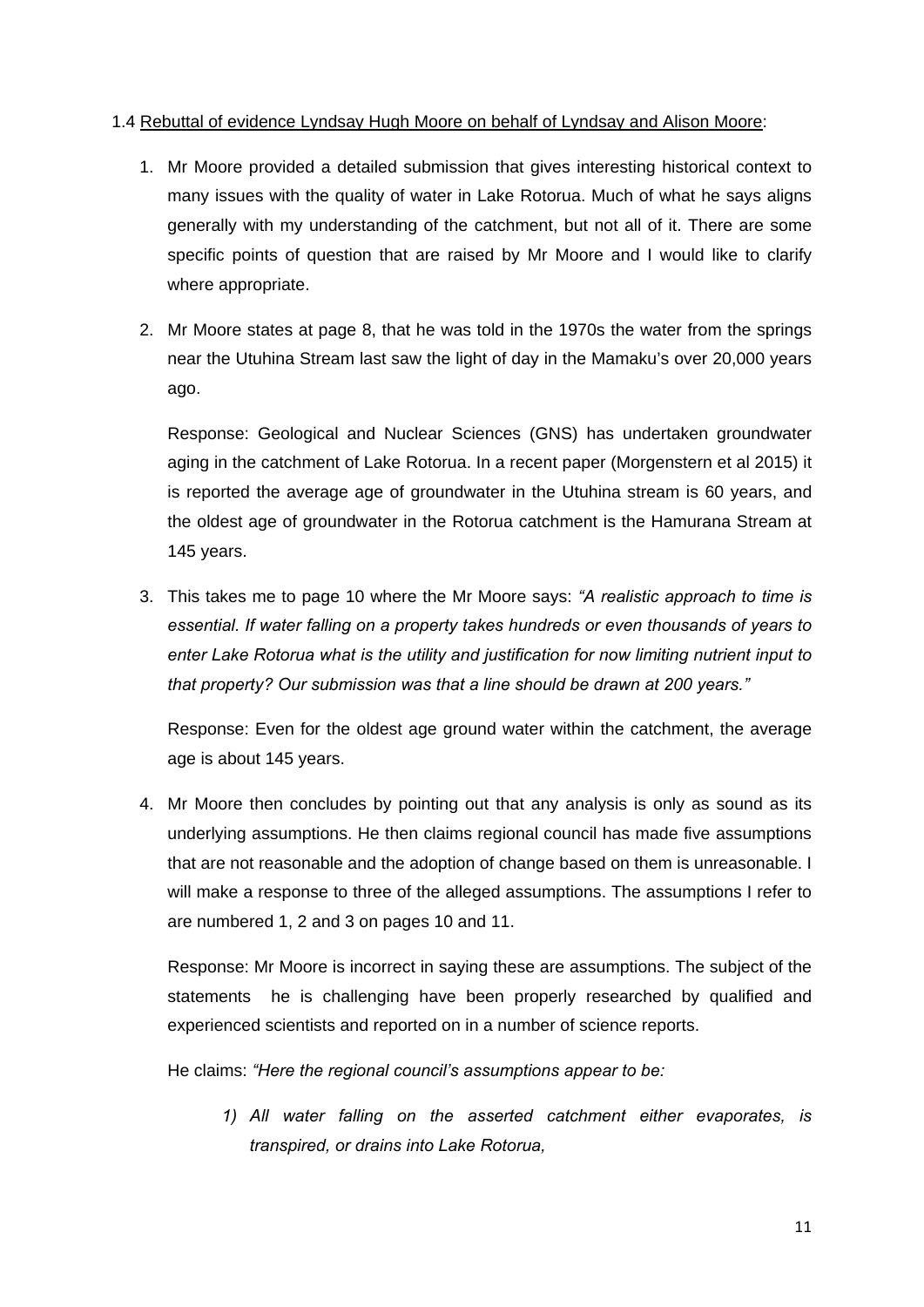1.4 <u>Rebuttal of evidence Lyndsay Hugh Moore on behalf of Lyndsay and Alison Moore</u>:

1. Mr Moore provided a detailed submission that gives interesting historical context to many issues with the quality of water in Lake Rotorua. Much of what he says aligns generally with my understanding of the catchment, but not all of it. There are some specific points of question that are raised by Mr Moore and I would like to clarify where appropriate.

2. Mr Moore states at page 8, that he was told in the 1970s the water from the springs near the Utuhina Stream last saw the light of day in the Mamaku's over 20,000 years ago.

   Response: Geological and Nuclear Sciences (GNS) has undertaken groundwater aging in the catchment of Lake Rotorua. In a recent paper (Morgenstern et al 2015) it is reported the average age of groundwater in the Utuhina stream is 60 years, and the oldest age of groundwater in the Rotorua catchment is the Hamurana Stream at 145 years.

3. This takes me to page 10 where the Mr Moore says: *"A realistic approach to time is essential. If water falling on a property takes hundreds or even thousands of years to enter Lake Rotorua what is the utility and justification for now limiting nutrient input to that property? Our submission was that a line should be drawn at 200 years."*

   Response: Even for the oldest age ground water within the catchment, the average age is about 145 years.

4. Mr Moore then concludes by pointing out that any analysis is only as sound as its underlying assumptions. He then claims regional council has made five assumptions that are not reasonable and the adoption of change based on them is unreasonable. I will make a response to three of the alleged assumptions. The assumptions I refer to are numbered 1, 2 and 3 on pages 10 and 11.

   Response: Mr Moore is incorrect in saying these are assumptions. The subject of the statements he is challenging have been properly researched by qualified and experienced scientists and reported on in a number of science reports.

   He claims: *"Here the regional council's assumptions appear to be:*

   1) *All water falling on the asserted catchment either evaporates, is transpired, or drains into Lake Rotorua,*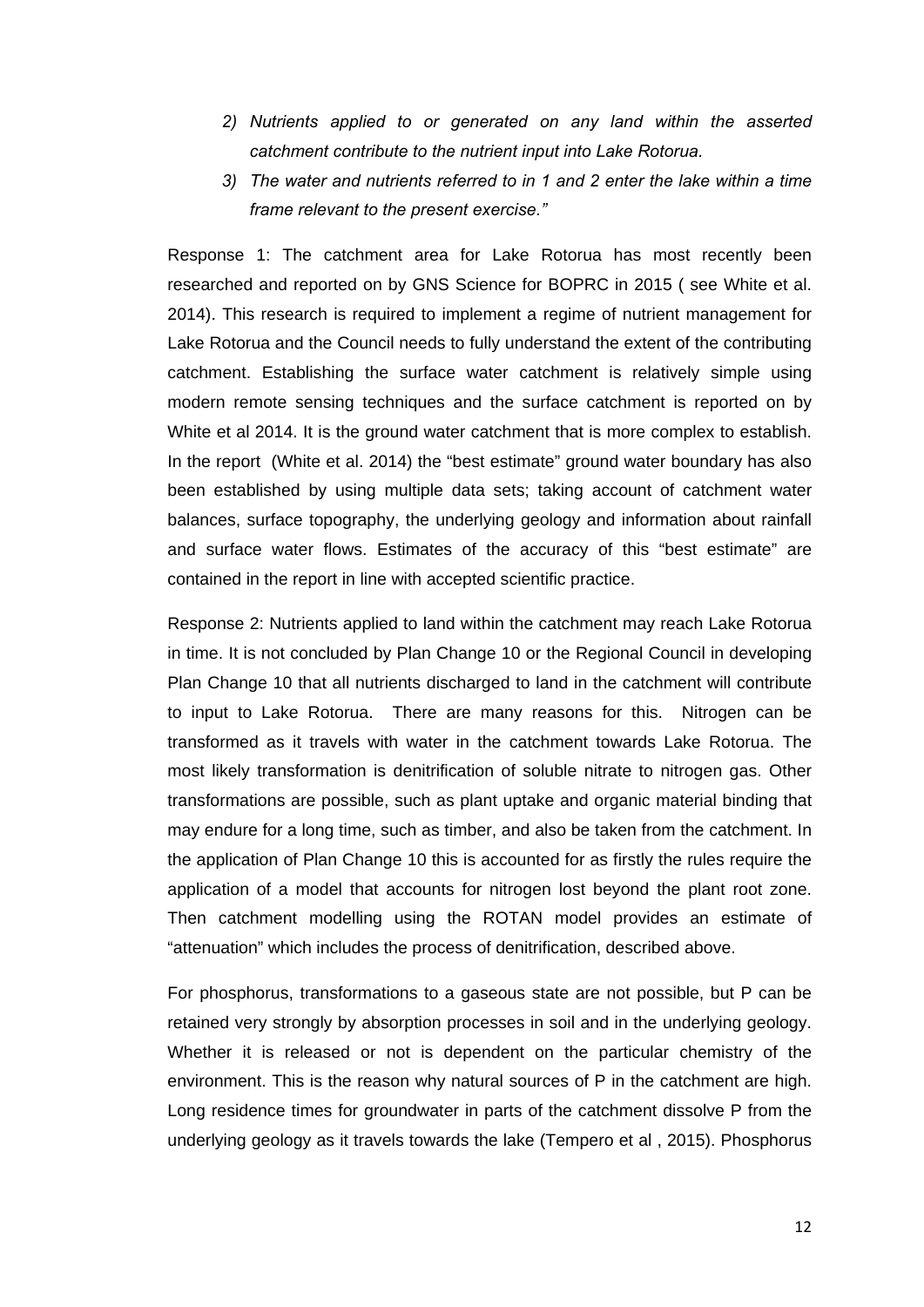2) *Nutrients applied to or generated on any land within the asserted catchment contribute to the nutrient input into Lake Rotorua.*
3) *The water and nutrients referred to in 1 and 2 enter the lake within a time frame relevant to the present exercise."*

Response 1: The catchment area for Lake Rotorua has most recently been researched and reported on by GNS Science for BOPRC in 2015 ( see White et al. 2014). This research is required to implement a regime of nutrient management for Lake Rotorua and the Council needs to fully understand the extent of the contributing catchment. Establishing the surface water catchment is relatively simple using modern remote sensing techniques and the surface catchment is reported on by White et al 2014. It is the ground water catchment that is more complex to establish. In the report (White et al. 2014) the "best estimate" ground water boundary has also been established by using multiple data sets; taking account of catchment water balances, surface topography, the underlying geology and information about rainfall and surface water flows. Estimates of the accuracy of this "best estimate" are contained in the report in line with accepted scientific practice.

Response 2: Nutrients applied to land within the catchment may reach Lake Rotorua in time. It is not concluded by Plan Change 10 or the Regional Council in developing Plan Change 10 that all nutrients discharged to land in the catchment will contribute to input to Lake Rotorua. There are many reasons for this. Nitrogen can be transformed as it travels with water in the catchment towards Lake Rotorua. The most likely transformation is denitrification of soluble nitrate to nitrogen gas. Other transformations are possible, such as plant uptake and organic material binding that may endure for a long time, such as timber, and also be taken from the catchment. In the application of Plan Change 10 this is accounted for as firstly the rules require the application of a model that accounts for nitrogen lost beyond the plant root zone. Then catchment modelling using the ROTAN model provides an estimate of "attenuation" which includes the process of denitrification, described above.

For phosphorus, transformations to a gaseous state are not possible, but P can be retained very strongly by absorption processes in soil and in the underlying geology. Whether it is released or not is dependent on the particular chemistry of the environment. This is the reason why natural sources of P in the catchment are high. Long residence times for groundwater in parts of the catchment dissolve P from the underlying geology as it travels towards the lake (Tempero et al , 2015). Phosphorus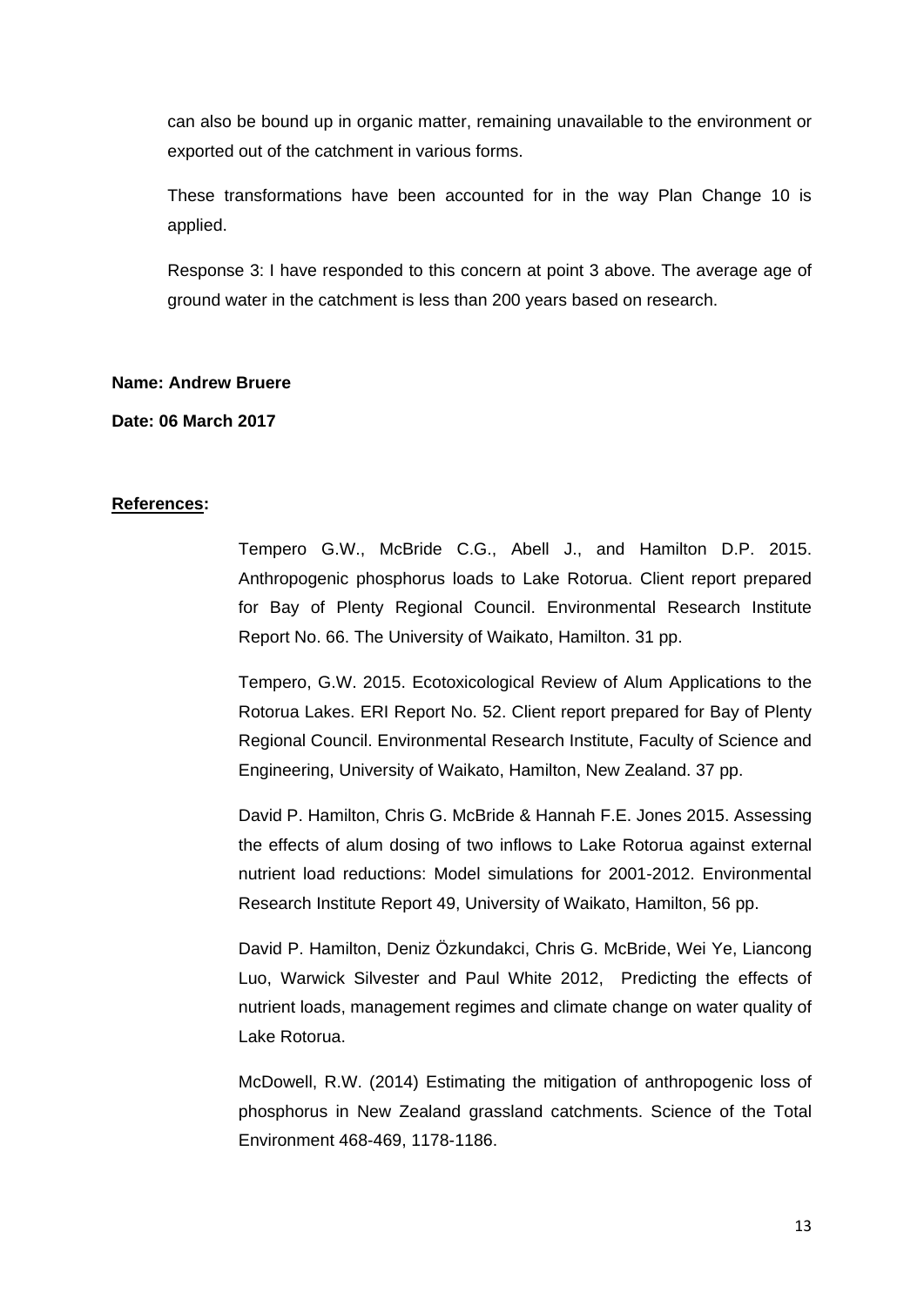can also be bound up in organic matter, remaining unavailable to the environment or exported out of the catchment in various forms.

These transformations have been accounted for in the way Plan Change 10 is applied.

Response 3: I have responded to this concern at point 3 above. The average age of ground water in the catchment is less than 200 years based on research.

**Name: Andrew Bruere**

**Date: 06 March 2017**

**References:**

Tempero G.W., McBride C.G., Abell J., and Hamilton D.P. 2015. Anthropogenic phosphorus loads to Lake Rotorua. Client report prepared for Bay of Plenty Regional Council. Environmental Research Institute Report No. 66. The University of Waikato, Hamilton. 31 pp.

Tempero, G.W. 2015. Ecotoxicological Review of Alum Applications to the Rotorua Lakes. ERI Report No. 52. Client report prepared for Bay of Plenty Regional Council. Environmental Research Institute, Faculty of Science and Engineering, University of Waikato, Hamilton, New Zealand. 37 pp.

David P. Hamilton, Chris G. McBride & Hannah F.E. Jones 2015. Assessing the effects of alum dosing of two inflows to Lake Rotorua against external nutrient load reductions: Model simulations for 2001-2012. Environmental Research Institute Report 49, University of Waikato, Hamilton, 56 pp.

David P. Hamilton, Deniz Özkundakci, Chris G. McBride, Wei Ye, Liancong Luo, Warwick Silvester and Paul White 2012, Predicting the effects of nutrient loads, management regimes and climate change on water quality of Lake Rotorua.

McDowell, R.W. (2014) Estimating the mitigation of anthropogenic loss of phosphorus in New Zealand grassland catchments. Science of the Total Environment 468-469, 1178-1186.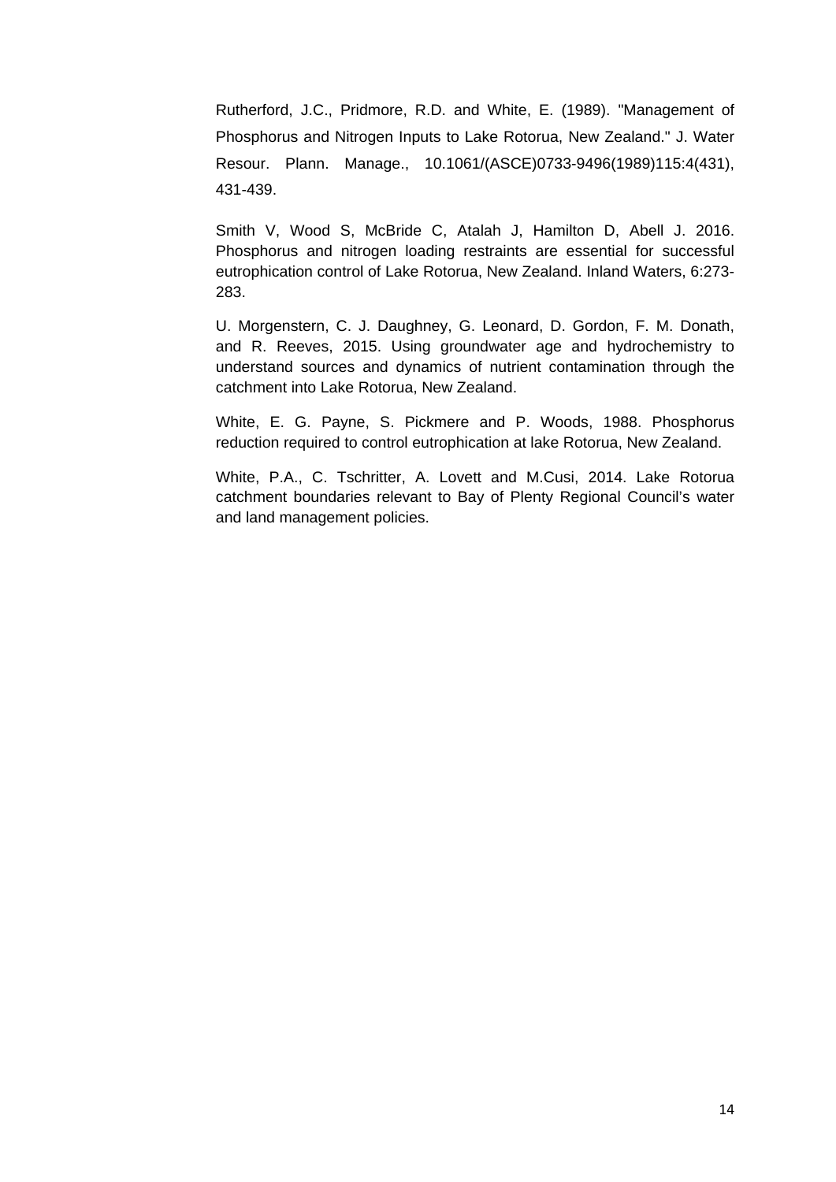Rutherford, J.C., Pridmore, R.D. and White, E. (1989). "Management of Phosphorus and Nitrogen Inputs to Lake Rotorua, New Zealand." J. Water Resour. Plann. Manage., 10.1061/(ASCE)0733-9496(1989)115:4(431), 431-439.

Smith V, Wood S, McBride C, Atalah J, Hamilton D, Abell J. 2016. Phosphorus and nitrogen loading restraints are essential for successful eutrophication control of Lake Rotorua, New Zealand. Inland Waters, 6:273-283.

U. Morgenstern, C. J. Daughney, G. Leonard, D. Gordon, F. M. Donath, and R. Reeves, 2015. Using groundwater age and hydrochemistry to understand sources and dynamics of nutrient contamination through the catchment into Lake Rotorua, New Zealand.

White, E. G. Payne, S. Pickmere and P. Woods, 1988. Phosphorus reduction required to control eutrophication at lake Rotorua, New Zealand.

White, P.A., C. Tschritter, A. Lovett and M.Cusi, 2014. Lake Rotorua catchment boundaries relevant to Bay of Plenty Regional Council's water and land management policies.